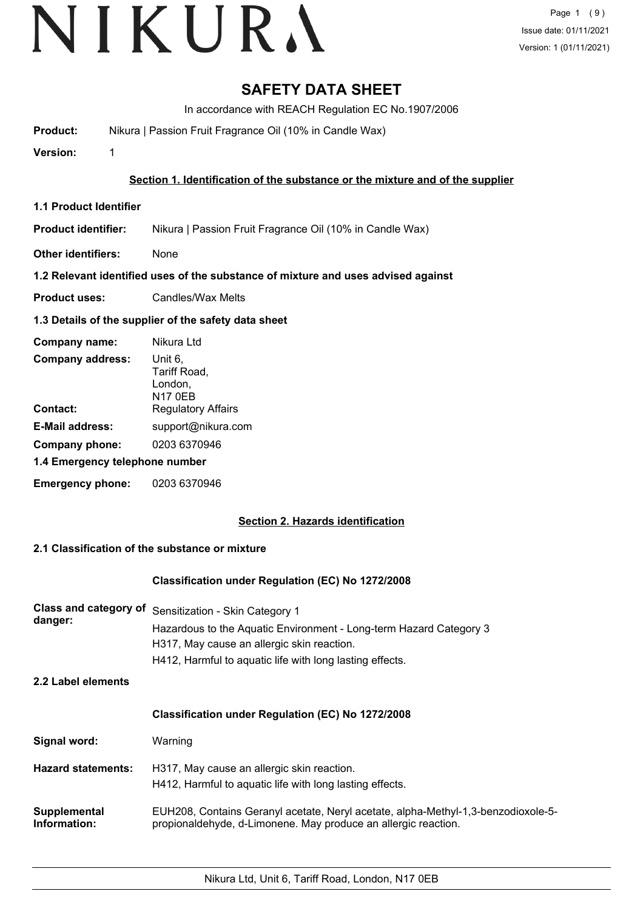# SAFETY DATA SHEET

In accordance with REACH Regulation EC No.1907/2006

**Product:** Nikura | Passion Fruit Fragrance Oil (10% in Candle Wax)

**Version:** 1

## Section 1. Identification of the substance or the mixture and of the supplier

### 1.1 Product Identifier

**Product identifier:** Nikura | Passion Fruit Fragrance Oil (10% in Candle Wax)

**Other identifiers:** None

### 1.2 Relevant identified uses of the substance of mixture and uses advised against

**Product uses:** Candles/Wax Melts

### 1.3 Details of the supplier of the safety data sheet

**Company name:** Nikura Ltd

**Company address:** Unit 6, Tariff Road, London, N17 0EB

**Contact:** Regulatory Affairs

**E-Mail address:** support@nikura.com

**Company phone:** 0203 6370946

### 1.4 Emergency telephone number

**Emergency phone:** 0203 6370946

## Section 2. Hazards identification

### 2.1 Classification of the substance or mixture

**Classification under Regulation (EC) No 1272/2008**

**Class and category of danger:**
Sensitization - Skin Category 1
Hazardous to the Aquatic Environment - Long-term Hazard Category 3
H317, May cause an allergic skin reaction.
H412, Harmful to aquatic life with long lasting effects.

### 2.2 Label elements

**Classification under Regulation (EC) No 1272/2008**

**Signal word:** Warning

**Hazard statements:**
H317, May cause an allergic skin reaction.
H412, Harmful to aquatic life with long lasting effects.

**Supplemental Information:** EUH208, Contains Geranyl acetate, Neryl acetate, alpha-Methyl-1,3-benzodioxole-5-propionaldehyde, d-Limonene. May produce an allergic reaction.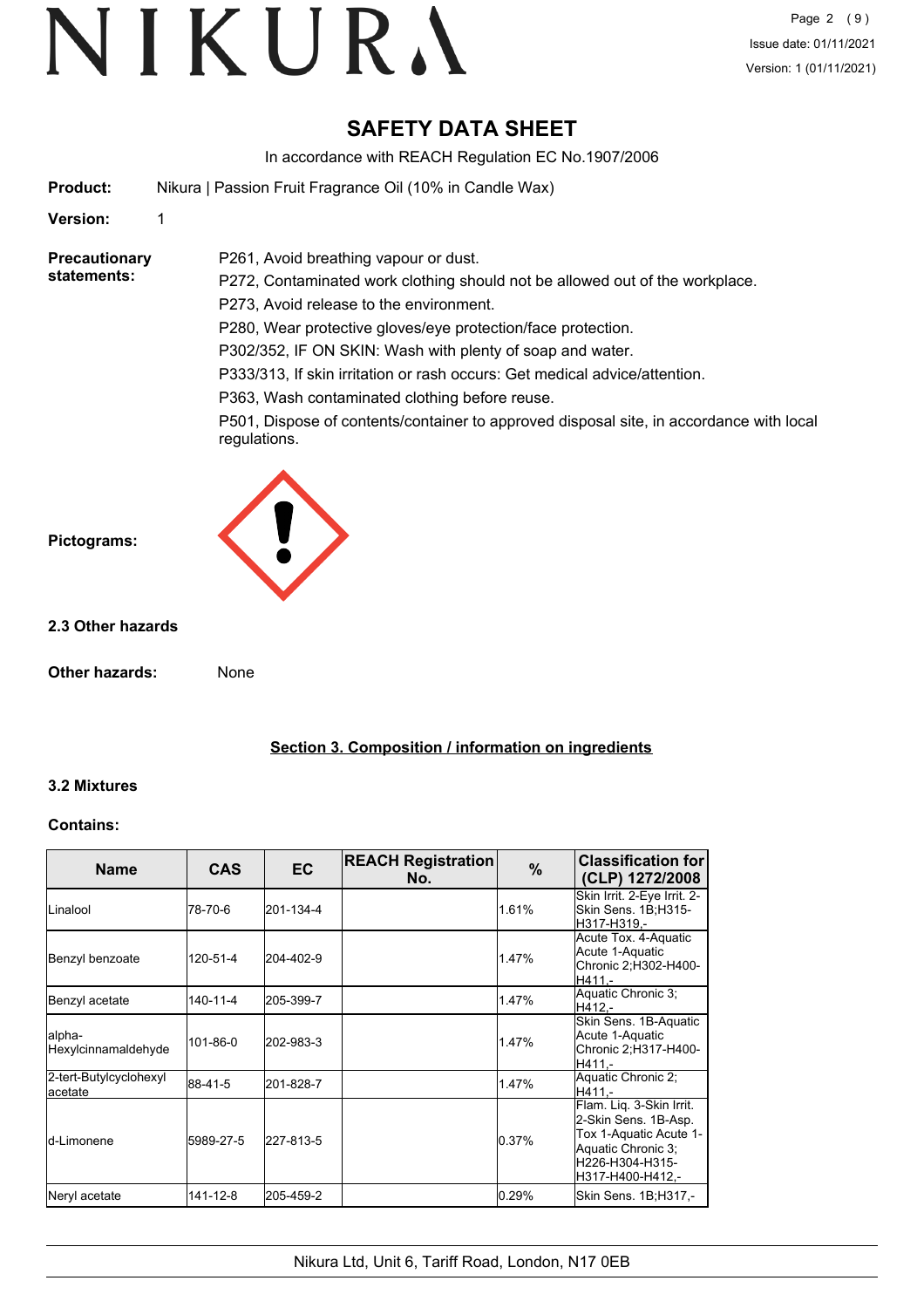# SAFETY DATA SHEET

In accordance with REACH Regulation EC No.1907/2006

**Product:** Nikura | Passion Fruit Fragrance Oil (10% in Candle Wax)

**Version:** 1

**Precautionary statements:**

P261, Avoid breathing vapour or dust.

P272, Contaminated work clothing should not be allowed out of the workplace.

P273, Avoid release to the environment.

P280, Wear protective gloves/eye protection/face protection.

P302/352, IF ON SKIN: Wash with plenty of soap and water.

P333/313, If skin irritation or rash occurs: Get medical advice/attention.

P363, Wash contaminated clothing before reuse.

P501, Dispose of contents/container to approved disposal site, in accordance with local regulations.

**Pictograms:**

### 2.3 Other hazards

**Other hazards:** None

## Section 3. Composition / information on ingredients

### 3.2 Mixtures

**Contains:**

| Name | CAS | EC | REACH Registration No. | % | Classification for (CLP) 1272/2008 |
|---|---|---|---|---|---|
| Linalool | 78-70-6 | 201-134-4 | | 1.61% | Skin Irrit. 2-Eye Irrit. 2-Skin Sens. 1B;H315-H317-H319,- |
| Benzyl benzoate | 120-51-4 | 204-402-9 | | 1.47% | Acute Tox. 4-Aquatic Acute 1-Aquatic Chronic 2;H302-H400-H411,- |
| Benzyl acetate | 140-11-4 | 205-399-7 | | 1.47% | Aquatic Chronic 3;H412,- |
| alpha-Hexylcinnamaldehyde | 101-86-0 | 202-983-3 | | 1.47% | Skin Sens. 1B-Aquatic Acute 1-Aquatic Chronic 2;H317-H400-H411,- |
| 2-tert-Butylcyclohexyl acetate | 88-41-5 | 201-828-7 | | 1.47% | Aquatic Chronic 2;H411,- |
| d-Limonene | 5989-27-5 | 227-813-5 | | 0.37% | Flam. Liq. 3-Skin Irrit. 2-Skin Sens. 1B-Asp. Tox 1-Aquatic Acute 1-Aquatic Chronic 3;H226-H304-H315-H317-H400-H412,- |
| Neryl acetate | 141-12-8 | 205-459-2 | | 0.29% | Skin Sens. 1B;H317,- |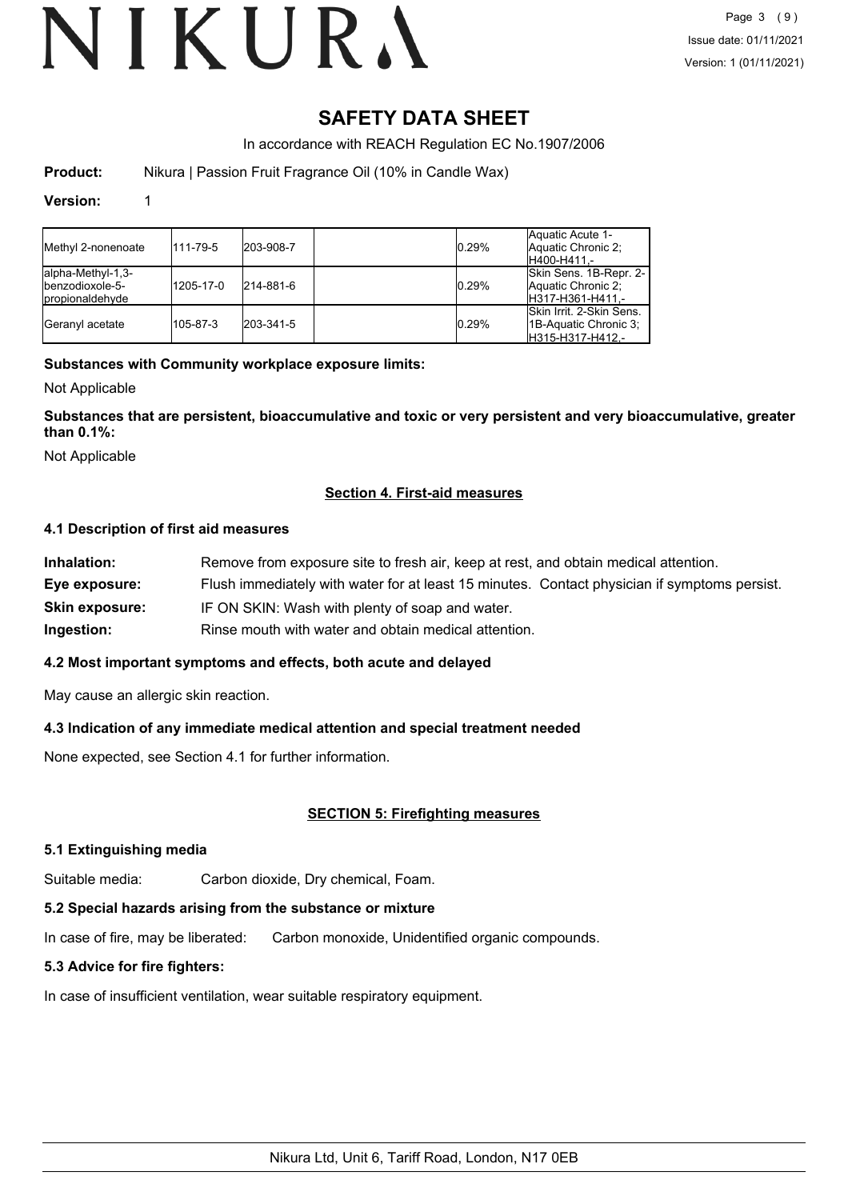# SAFETY DATA SHEET

In accordance with REACH Regulation EC No.1907/2006

**Product:** Nikura | Passion Fruit Fragrance Oil (10% in Candle Wax)

**Version:** 1

| | | | | | |
|---|---|---|---|---|---|
| Methyl 2-nonenoate | 111-79-5 | 203-908-7 | | 0.29% | Aquatic Acute 1-Aquatic Chronic 2;H400-H411,- |
| alpha-Methyl-1,3-benzodioxole-5-propionaldehyde | 1205-17-0 | 214-881-6 | | 0.29% | Skin Sens. 1B-Repr. 2-Aquatic Chronic 2;H317-H361-H411,- |
| Geranyl acetate | 105-87-3 | 203-341-5 | | 0.29% | Skin Irrit. 2-Skin Sens. 1B-Aquatic Chronic 3;H315-H317-H412,- |

**Substances with Community workplace exposure limits:**

Not Applicable

**Substances that are persistent, bioaccumulative and toxic or very persistent and very bioaccumulative, greater than 0.1%:**

Not Applicable

## Section 4. First-aid measures

### 4.1 Description of first aid measures

**Inhalation:** Remove from exposure site to fresh air, keep at rest, and obtain medical attention.

**Eye exposure:** Flush immediately with water for at least 15 minutes. Contact physician if symptoms persist.

**Skin exposure:** IF ON SKIN: Wash with plenty of soap and water.

**Ingestion:** Rinse mouth with water and obtain medical attention.

### 4.2 Most important symptoms and effects, both acute and delayed

May cause an allergic skin reaction.

### 4.3 Indication of any immediate medical attention and special treatment needed

None expected, see Section 4.1 for further information.

## SECTION 5: Firefighting measures

### 5.1 Extinguishing media

Suitable media: Carbon dioxide, Dry chemical, Foam.

### 5.2 Special hazards arising from the substance or mixture

In case of fire, may be liberated: Carbon monoxide, Unidentified organic compounds.

### 5.3 Advice for fire fighters:

In case of insufficient ventilation, wear suitable respiratory equipment.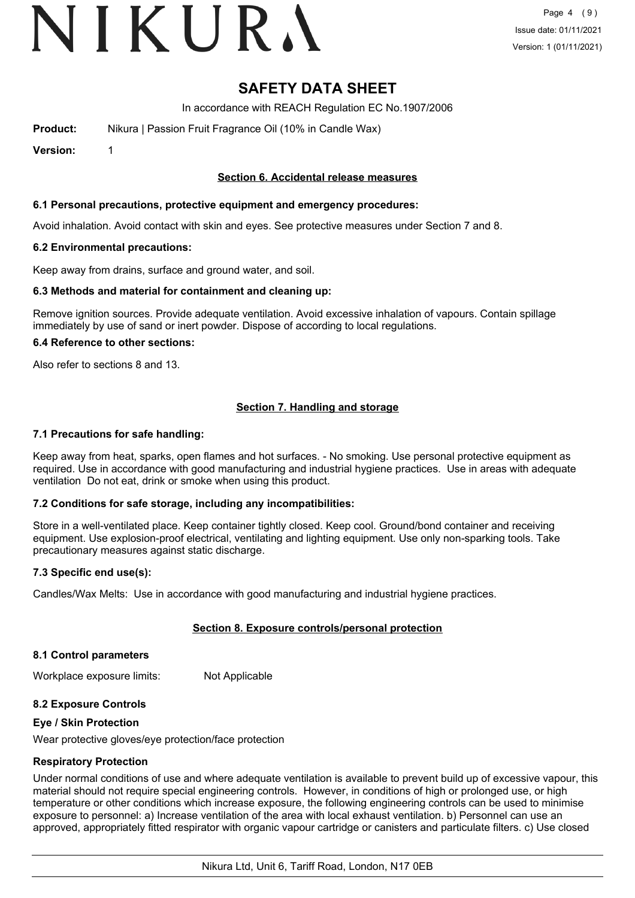# SAFETY DATA SHEET

In accordance with REACH Regulation EC No.1907/2006

**Product:** Nikura | Passion Fruit Fragrance Oil (10% in Candle Wax)

**Version:** 1

## Section 6. Accidental release measures

### 6.1 Personal precautions, protective equipment and emergency procedures:

Avoid inhalation. Avoid contact with skin and eyes. See protective measures under Section 7 and 8.

### 6.2 Environmental precautions:

Keep away from drains, surface and ground water, and soil.

### 6.3 Methods and material for containment and cleaning up:

Remove ignition sources. Provide adequate ventilation. Avoid excessive inhalation of vapours. Contain spillage immediately by use of sand or inert powder. Dispose of according to local regulations.

### 6.4 Reference to other sections:

Also refer to sections 8 and 13.

## Section 7. Handling and storage

### 7.1 Precautions for safe handling:

Keep away from heat, sparks, open flames and hot surfaces. - No smoking. Use personal protective equipment as required. Use in accordance with good manufacturing and industrial hygiene practices. Use in areas with adequate ventilation Do not eat, drink or smoke when using this product.

### 7.2 Conditions for safe storage, including any incompatibilities:

Store in a well-ventilated place. Keep container tightly closed. Keep cool. Ground/bond container and receiving equipment. Use explosion-proof electrical, ventilating and lighting equipment. Use only non-sparking tools. Take precautionary measures against static discharge.

### 7.3 Specific end use(s):

Candles/Wax Melts: Use in accordance with good manufacturing and industrial hygiene practices.

## Section 8. Exposure controls/personal protection

### 8.1 Control parameters

Workplace exposure limits: Not Applicable

### 8.2 Exposure Controls

**Eye / Skin Protection**

Wear protective gloves/eye protection/face protection

**Respiratory Protection**

Under normal conditions of use and where adequate ventilation is available to prevent build up of excessive vapour, this material should not require special engineering controls. However, in conditions of high or prolonged use, or high temperature or other conditions which increase exposure, the following engineering controls can be used to minimise exposure to personnel: a) Increase ventilation of the area with local exhaust ventilation. b) Personnel can use an approved, appropriately fitted respirator with organic vapour cartridge or canisters and particulate filters. c) Use closed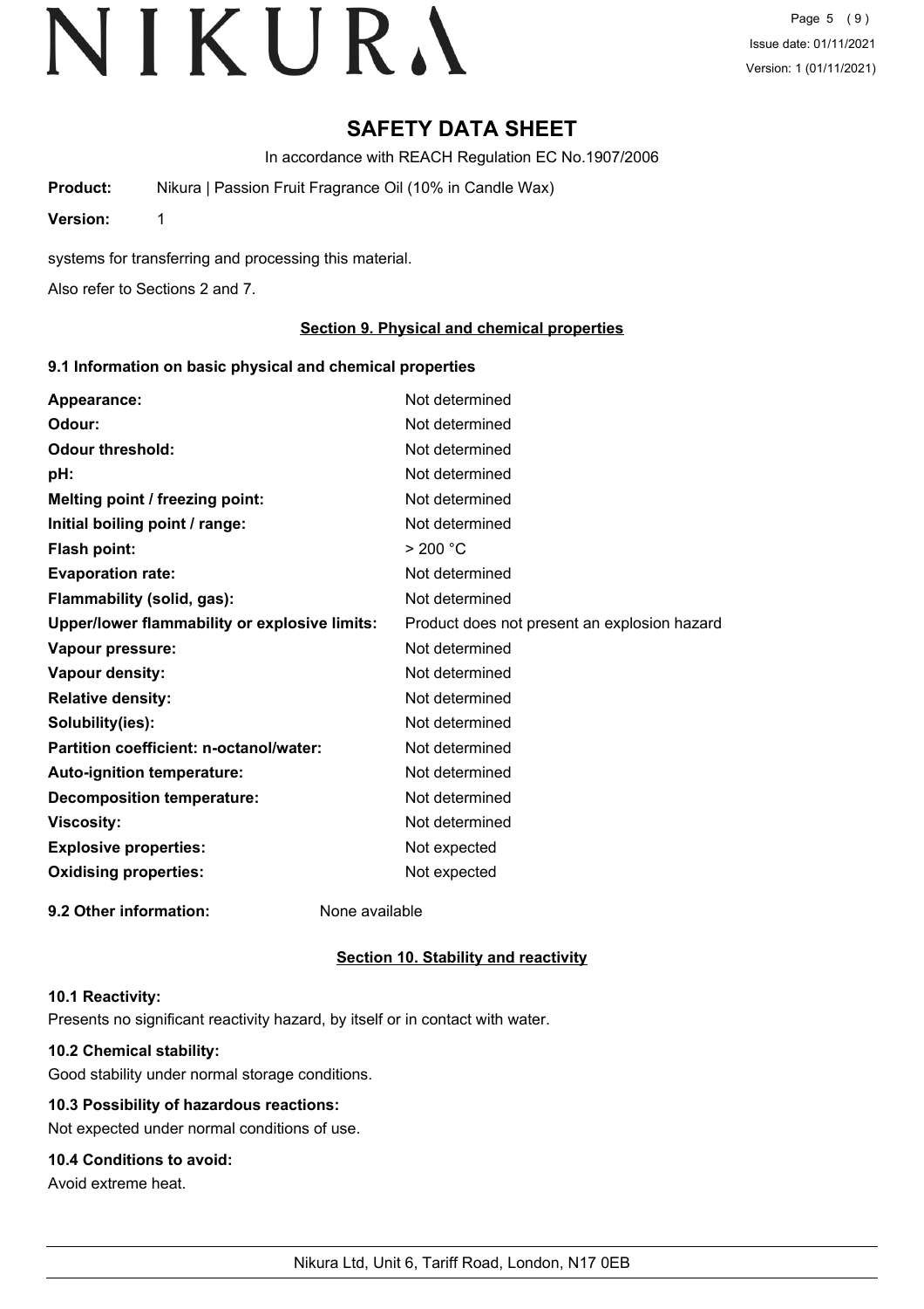# SAFETY DATA SHEET

In accordance with REACH Regulation EC No.1907/2006

**Product:** Nikura | Passion Fruit Fragrance Oil (10% in Candle Wax)

**Version:** 1

systems for transferring and processing this material.

Also refer to Sections 2 and 7.

## Section 9. Physical and chemical properties

### 9.1 Information on basic physical and chemical properties

| | |
|---|---|
| **Appearance:** | Not determined |
| **Odour:** | Not determined |
| **Odour threshold:** | Not determined |
| **pH:** | Not determined |
| **Melting point / freezing point:** | Not determined |
| **Initial boiling point / range:** | Not determined |
| **Flash point:** | > 200 °C |
| **Evaporation rate:** | Not determined |
| **Flammability (solid, gas):** | Not determined |
| **Upper/lower flammability or explosive limits:** | Product does not present an explosion hazard |
| **Vapour pressure:** | Not determined |
| **Vapour density:** | Not determined |
| **Relative density:** | Not determined |
| **Solubility(ies):** | Not determined |
| **Partition coefficient: n-octanol/water:** | Not determined |
| **Auto-ignition temperature:** | Not determined |
| **Decomposition temperature:** | Not determined |
| **Viscosity:** | Not determined |
| **Explosive properties:** | Not expected |
| **Oxidising properties:** | Not expected |

**9.2 Other information:** None available

## Section 10. Stability and reactivity

### 10.1 Reactivity:

Presents no significant reactivity hazard, by itself or in contact with water.

### 10.2 Chemical stability:

Good stability under normal storage conditions.

### 10.3 Possibility of hazardous reactions:

Not expected under normal conditions of use.

### 10.4 Conditions to avoid:

Avoid extreme heat.

Nikura Ltd, Unit 6, Tariff Road, London, N17 0EB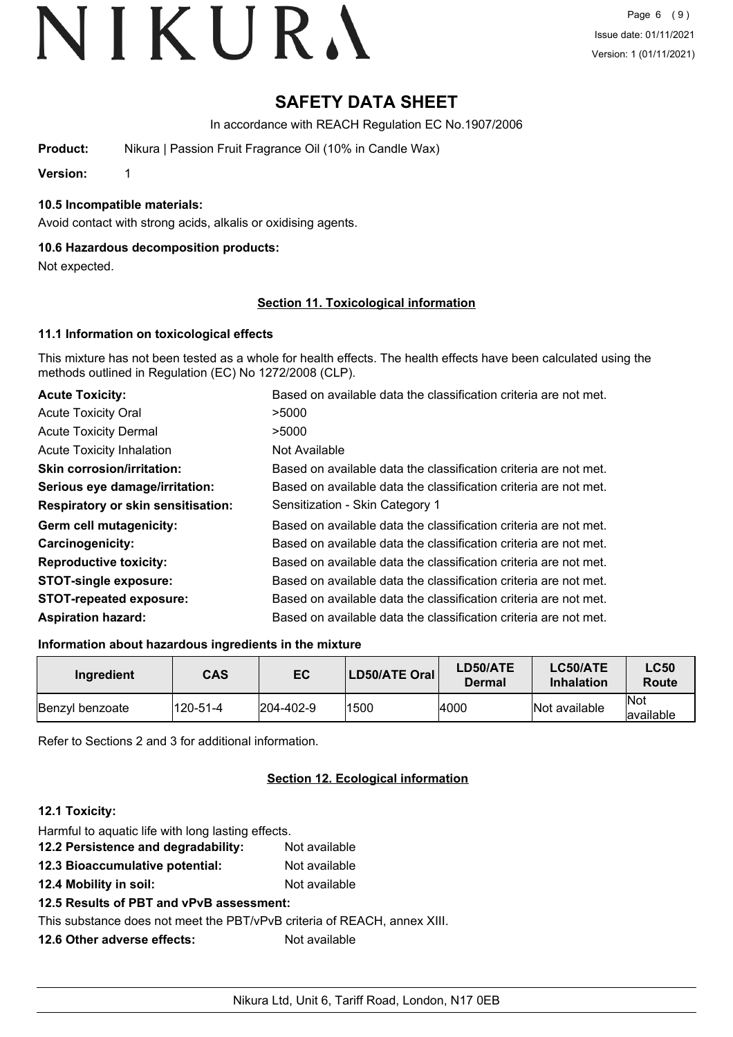# SAFETY DATA SHEET

In accordance with REACH Regulation EC No.1907/2006

**Product:** Nikura | Passion Fruit Fragrance Oil (10% in Candle Wax)

**Version:** 1

### 10.5 Incompatible materials:

Avoid contact with strong acids, alkalis or oxidising agents.

### 10.6 Hazardous decomposition products:

Not expected.

## Section 11. Toxicological information

### 11.1 Information on toxicological effects

This mixture has not been tested as a whole for health effects. The health effects have been calculated using the methods outlined in Regulation (EC) No 1272/2008 (CLP).

| | |
|---|---|
| **Acute Toxicity:** | Based on available data the classification criteria are not met. |
| Acute Toxicity Oral | >5000 |
| Acute Toxicity Dermal | >5000 |
| Acute Toxicity Inhalation | Not Available |
| **Skin corrosion/irritation:** | Based on available data the classification criteria are not met. |
| **Serious eye damage/irritation:** | Based on available data the classification criteria are not met. |
| **Respiratory or skin sensitisation:** | Sensitization - Skin Category 1 |
| **Germ cell mutagenicity:** | Based on available data the classification criteria are not met. |
| **Carcinogenicity:** | Based on available data the classification criteria are not met. |
| **Reproductive toxicity:** | Based on available data the classification criteria are not met. |
| **STOT-single exposure:** | Based on available data the classification criteria are not met. |
| **STOT-repeated exposure:** | Based on available data the classification criteria are not met. |
| **Aspiration hazard:** | Based on available data the classification criteria are not met. |

### Information about hazardous ingredients in the mixture

| Ingredient | CAS | EC | LD50/ATE Oral | LD50/ATE Dermal | LC50/ATE Inhalation | LC50 Route |
|---|---|---|---|---|---|---|
| Benzyl benzoate | 120-51-4 | 204-402-9 | 1500 | 4000 | Not available | Not available |

Refer to Sections 2 and 3 for additional information.

## Section 12. Ecological information

### 12.1 Toxicity:

Harmful to aquatic life with long lasting effects.

**12.2 Persistence and degradability:** Not available

**12.3 Bioaccumulative potential:** Not available

**12.4 Mobility in soil:** Not available

**12.5 Results of PBT and vPvB assessment:**

This substance does not meet the PBT/vPvB criteria of REACH, annex XIII.

**12.6 Other adverse effects:** Not available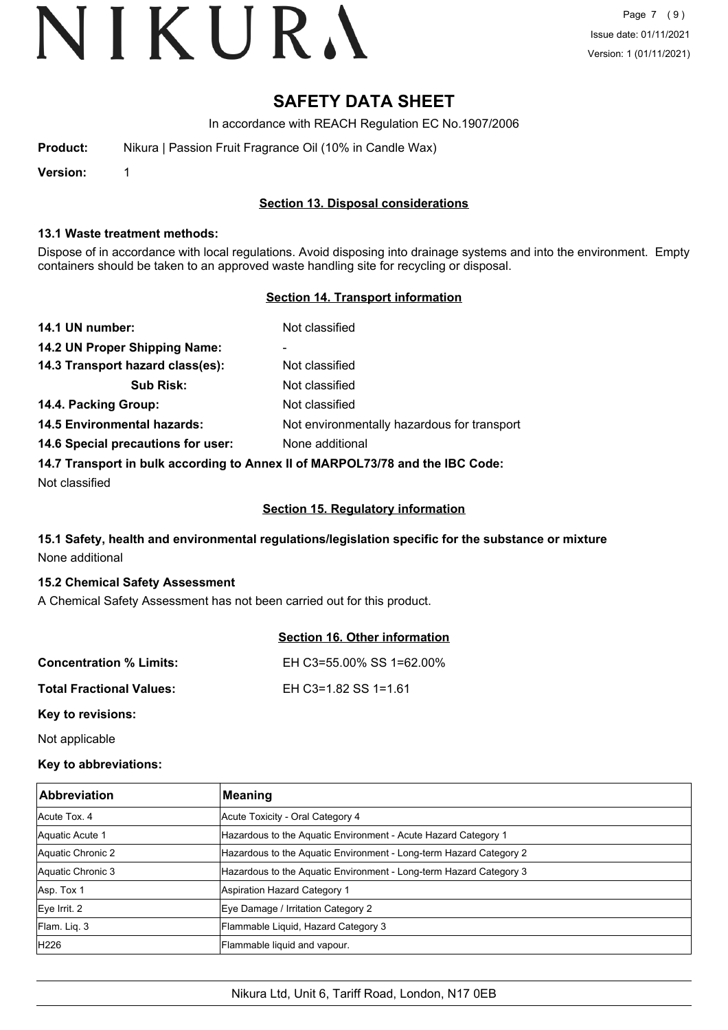# SAFETY DATA SHEET

In accordance with REACH Regulation EC No.1907/2006

**Product:** Nikura | Passion Fruit Fragrance Oil (10% in Candle Wax)

**Version:** 1

## Section 13. Disposal considerations

### 13.1 Waste treatment methods:

Dispose of in accordance with local regulations. Avoid disposing into drainage systems and into the environment. Empty containers should be taken to an approved waste handling site for recycling or disposal.

## Section 14. Transport information

**14.1 UN number:** Not classified

**14.2 UN Proper Shipping Name:** -

**14.3 Transport hazard class(es):** Not classified

**Sub Risk:** Not classified

**14.4. Packing Group:** Not classified

**14.5 Environmental hazards:** Not environmentally hazardous for transport

**14.6 Special precautions for user:** None additional

**14.7 Transport in bulk according to Annex II of MARPOL73/78 and the IBC Code:**

Not classified

## Section 15. Regulatory information

### 15.1 Safety, health and environmental regulations/legislation specific for the substance or mixture

None additional

### 15.2 Chemical Safety Assessment

A Chemical Safety Assessment has not been carried out for this product.

## Section 16. Other information

**Concentration % Limits:** EH C3=55.00% SS 1=62.00%

**Total Fractional Values:** EH C3=1.82 SS 1=1.61

**Key to revisions:**

Not applicable

**Key to abbreviations:**

| Abbreviation | Meaning |
|---|---|
| Acute Tox. 4 | Acute Toxicity - Oral Category 4 |
| Aquatic Acute 1 | Hazardous to the Aquatic Environment - Acute Hazard Category 1 |
| Aquatic Chronic 2 | Hazardous to the Aquatic Environment - Long-term Hazard Category 2 |
| Aquatic Chronic 3 | Hazardous to the Aquatic Environment - Long-term Hazard Category 3 |
| Asp. Tox 1 | Aspiration Hazard Category 1 |
| Eye Irrit. 2 | Eye Damage / Irritation Category 2 |
| Flam. Liq. 3 | Flammable Liquid, Hazard Category 3 |
| H226 | Flammable liquid and vapour. |

Nikura Ltd, Unit 6, Tariff Road, London, N17 0EB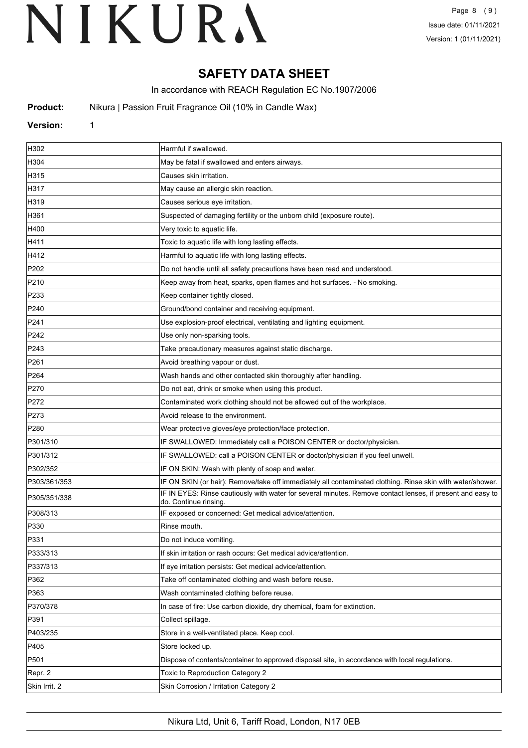# SAFETY DATA SHEET

In accordance with REACH Regulation EC No.1907/2006

**Product:** Nikura | Passion Fruit Fragrance Oil (10% in Candle Wax)

**Version:** 1

| | |
|---|---|
| H302 | Harmful if swallowed. |
| H304 | May be fatal if swallowed and enters airways. |
| H315 | Causes skin irritation. |
| H317 | May cause an allergic skin reaction. |
| H319 | Causes serious eye irritation. |
| H361 | Suspected of damaging fertility or the unborn child (exposure route). |
| H400 | Very toxic to aquatic life. |
| H411 | Toxic to aquatic life with long lasting effects. |
| H412 | Harmful to aquatic life with long lasting effects. |
| P202 | Do not handle until all safety precautions have been read and understood. |
| P210 | Keep away from heat, sparks, open flames and hot surfaces. - No smoking. |
| P233 | Keep container tightly closed. |
| P240 | Ground/bond container and receiving equipment. |
| P241 | Use explosion-proof electrical, ventilating and lighting equipment. |
| P242 | Use only non-sparking tools. |
| P243 | Take precautionary measures against static discharge. |
| P261 | Avoid breathing vapour or dust. |
| P264 | Wash hands and other contacted skin thoroughly after handling. |
| P270 | Do not eat, drink or smoke when using this product. |
| P272 | Contaminated work clothing should not be allowed out of the workplace. |
| P273 | Avoid release to the environment. |
| P280 | Wear protective gloves/eye protection/face protection. |
| P301/310 | IF SWALLOWED: Immediately call a POISON CENTER or doctor/physician. |
| P301/312 | IF SWALLOWED: call a POISON CENTER or doctor/physician if you feel unwell. |
| P302/352 | IF ON SKIN: Wash with plenty of soap and water. |
| P303/361/353 | IF ON SKIN (or hair): Remove/take off immediately all contaminated clothing. Rinse skin with water/shower. |
| P305/351/338 | IF IN EYES: Rinse cautiously with water for several minutes. Remove contact lenses, if present and easy to do. Continue rinsing. |
| P308/313 | IF exposed or concerned: Get medical advice/attention. |
| P330 | Rinse mouth. |
| P331 | Do not induce vomiting. |
| P333/313 | If skin irritation or rash occurs: Get medical advice/attention. |
| P337/313 | If eye irritation persists: Get medical advice/attention. |
| P362 | Take off contaminated clothing and wash before reuse. |
| P363 | Wash contaminated clothing before reuse. |
| P370/378 | In case of fire: Use carbon dioxide, dry chemical, foam for extinction. |
| P391 | Collect spillage. |
| P403/235 | Store in a well-ventilated place. Keep cool. |
| P405 | Store locked up. |
| P501 | Dispose of contents/container to approved disposal site, in accordance with local regulations. |
| Repr. 2 | Toxic to Reproduction Category 2 |
| Skin Irrit. 2 | Skin Corrosion / Irritation Category 2 |

Nikura Ltd, Unit 6, Tariff Road, London, N17 0EB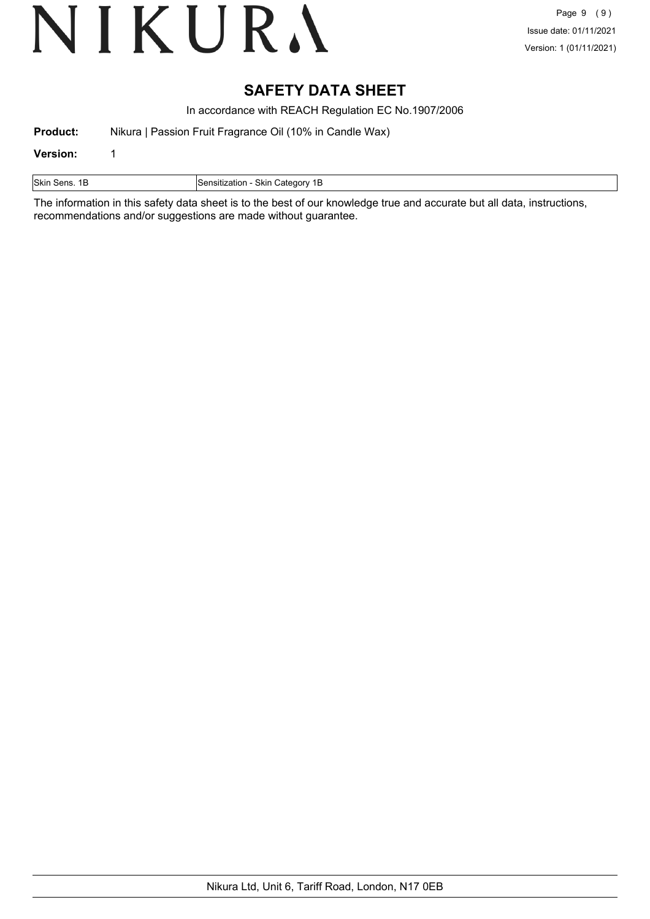# SAFETY DATA SHEET

In accordance with REACH Regulation EC No.1907/2006

**Product:** Nikura | Passion Fruit Fragrance Oil (10% in Candle Wax)

**Version:** 1

| | |
|---|---|
| Skin Sens. 1B | Sensitization - Skin Category 1B |

The information in this safety data sheet is to the best of our knowledge true and accurate but all data, instructions, recommendations and/or suggestions are made without guarantee.